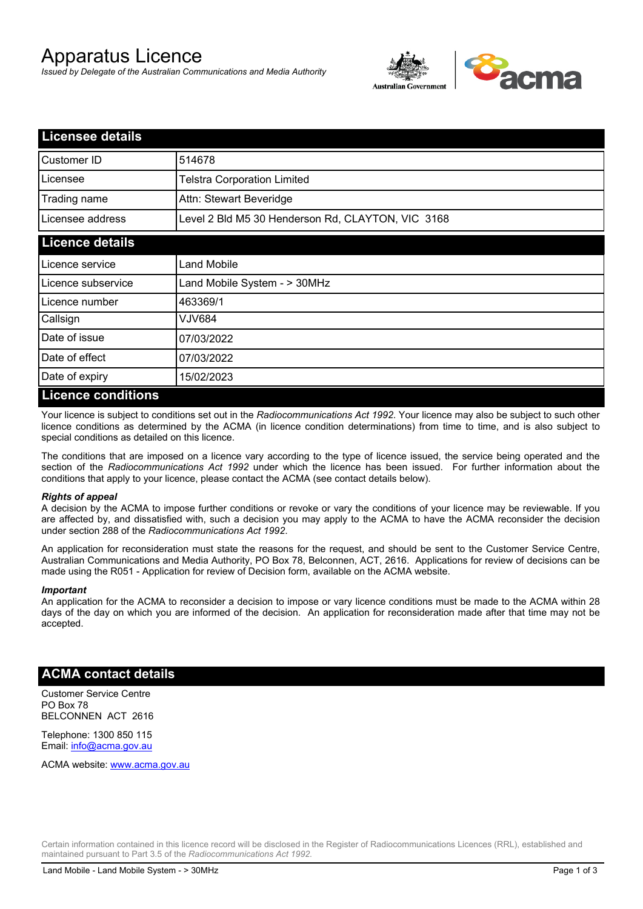# Apparatus Licence

*Issued by Delegate of the Australian Communications and Media Authority*

## Licensee details

| Customer ID | 514678 |
|---|---|
| Licensee | Telstra Corporation Limited |
| Trading name | Attn: Stewart Beveridge |
| Licensee address | Level 2 Bld M5 30 Henderson Rd, CLAYTON, VIC 3168 |

## Licence details

| Licence service | Land Mobile |
|---|---|
| Licence subservice | Land Mobile System - > 30MHz |
| Licence number | 463369/1 |
| Callsign | VJV684 |
| Date of issue | 07/03/2022 |
| Date of effect | 07/03/2022 |
| Date of expiry | 15/02/2023 |

## Licence conditions

Your licence is subject to conditions set out in the *Radiocommunications Act 1992*. Your licence may also be subject to such other licence conditions as determined by the ACMA (in licence condition determinations) from time to time, and is also subject to special conditions as detailed on this licence.

The conditions that are imposed on a licence vary according to the type of licence issued, the service being operated and the section of the *Radiocommunications Act 1992* under which the licence has been issued. For further information about the conditions that apply to your licence, please contact the ACMA (see contact details below).

***Rights of appeal***

A decision by the ACMA to impose further conditions or revoke or vary the conditions of your licence may be reviewable. If you are affected by, and dissatisfied with, such a decision you may apply to the ACMA to have the ACMA reconsider the decision under section 288 of the *Radiocommunications Act 1992*.

An application for reconsideration must state the reasons for the request, and should be sent to the Customer Service Centre, Australian Communications and Media Authority, PO Box 78, Belconnen, ACT, 2616. Applications for review of decisions can be made using the R051 - Application for review of Decision form, available on the ACMA website.

***Important***

An application for the ACMA to reconsider a decision to impose or vary licence conditions must be made to the ACMA within 28 days of the day on which you are informed of the decision. An application for reconsideration made after that time may not be accepted.

## ACMA contact details

Customer Service Centre
PO Box 78
BELCONNEN ACT 2616

Telephone: 1300 850 115
Email: info@acma.gov.au

ACMA website: www.acma.gov.au

Certain information contained in this licence record will be disclosed in the Register of Radiocommunications Licences (RRL), established and maintained pursuant to Part 3.5 of the *Radiocommunications Act 1992.*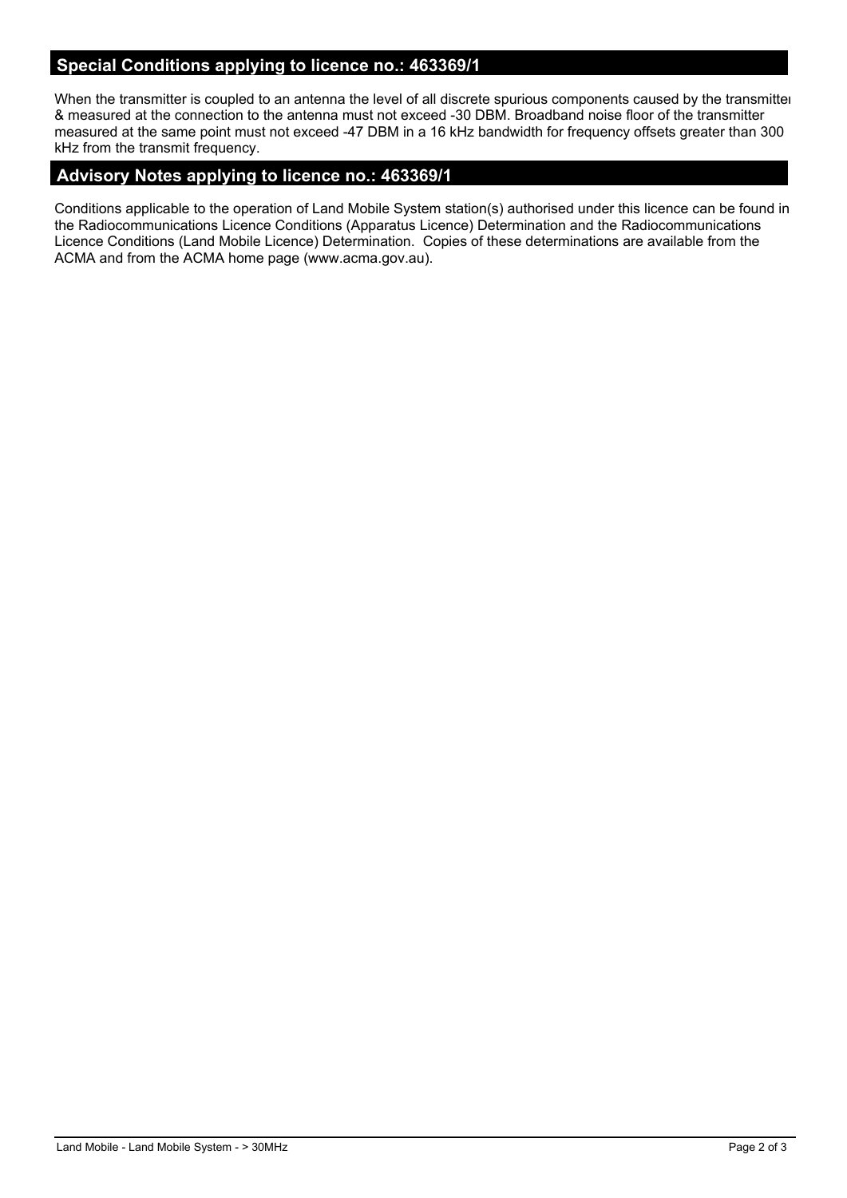## Special Conditions applying to licence no.: 463369/1

When the transmitter is coupled to an antenna the level of all discrete spurious components caused by the transmitter & measured at the connection to the antenna must not exceed -30 DBM. Broadband noise floor of the transmitter measured at the same point must not exceed -47 DBM in a 16 kHz bandwidth for frequency offsets greater than 300 kHz from the transmit frequency.

## Advisory Notes applying to licence no.: 463369/1

Conditions applicable to the operation of Land Mobile System station(s) authorised under this licence can be found in the Radiocommunications Licence Conditions (Apparatus Licence) Determination and the Radiocommunications Licence Conditions (Land Mobile Licence) Determination. Copies of these determinations are available from the ACMA and from the ACMA home page (www.acma.gov.au).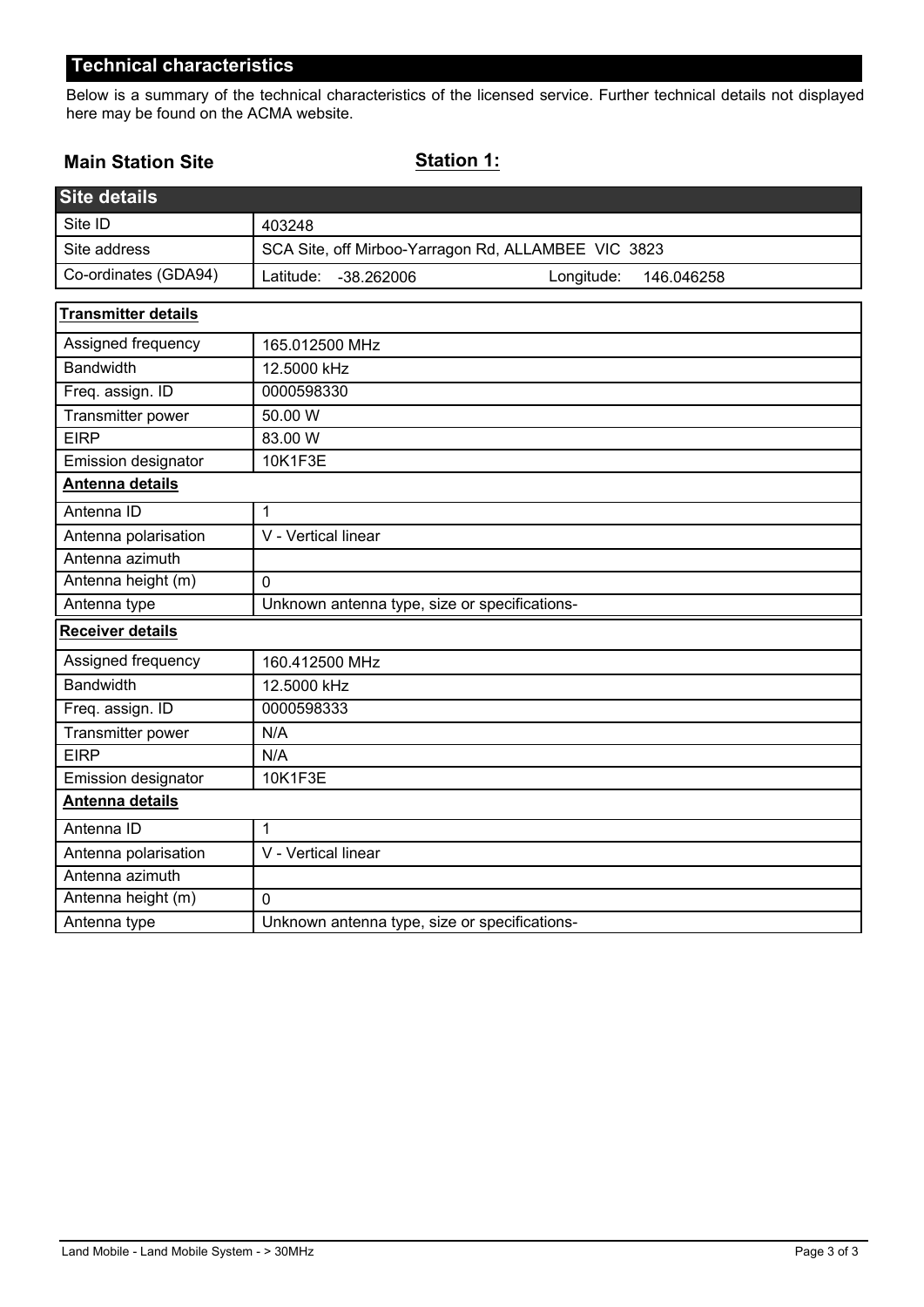## Technical characteristics

Below is a summary of the technical characteristics of the licensed service. Further technical details not displayed here may be found on the ACMA website.

**Main Station Site** **Station 1:**

| Site details | |
|---|---|
| Site ID | 403248 |
| Site address | SCA Site, off Mirboo-Yarragon Rd, ALLAMBEE VIC 3823 |
| Co-ordinates (GDA94) | Latitude: -38.262006 Longitude: 146.046258 |

| Transmitter details | |
|---|---|
| Assigned frequency | 165.012500 MHz |
| Bandwidth | 12.5000 kHz |
| Freq. assign. ID | 0000598330 |
| Transmitter power | 50.00 W |
| EIRP | 83.00 W |
| Emission designator | 10K1F3E |
| **Antenna details** | |
| Antenna ID | 1 |
| Antenna polarisation | V - Vertical linear |
| Antenna azimuth | |
| Antenna height (m) | 0 |
| Antenna type | Unknown antenna type, size or specifications- |
| **Receiver details** | |
| Assigned frequency | 160.412500 MHz |
| Bandwidth | 12.5000 kHz |
| Freq. assign. ID | 0000598333 |
| Transmitter power | N/A |
| EIRP | N/A |
| Emission designator | 10K1F3E |
| **Antenna details** | |
| Antenna ID | 1 |
| Antenna polarisation | V - Vertical linear |
| Antenna azimuth | |
| Antenna height (m) | 0 |
| Antenna type | Unknown antenna type, size or specifications- |

Land Mobile - Land Mobile System - > 30MHz